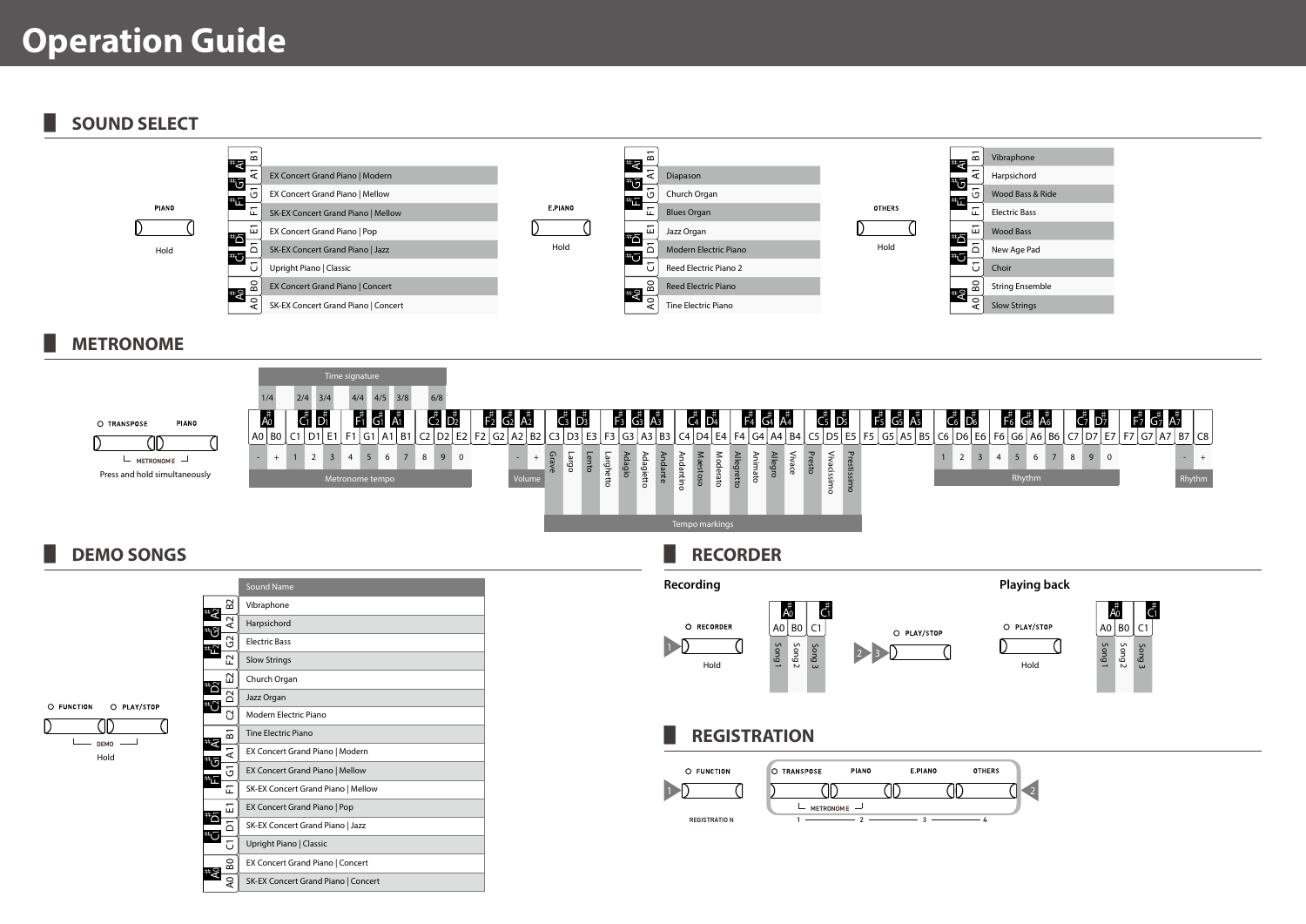# Operation Guide

## SOUND SELECT

**PIANO** — Hold

| Key | Sound |
|---|---|
| A0 | SK-EX Concert Grand Piano \| Concert |
| B0 | EX Concert Grand Piano \| Concert |
| C1 | Upright Piano \| Classic |
| D1 | SK-EX Concert Grand Piano \| Jazz |
| E1 | EX Concert Grand Piano \| Pop |
| F1 | SK-EX Concert Grand Piano \| Mellow |
| G1 | EX Concert Grand Piano \| Mellow |
| A1 | EX Concert Grand Piano \| Modern |

**E.PIANO** — Hold

| Key | Sound |
|---|---|
| A0 | Tine Electric Piano |
| B0 | Reed Electric Piano |
| C1 | Reed Electric Piano 2 |
| D1 | Modern Electric Piano |
| E1 | Jazz Organ |
| F1 | Blues Organ |
| G1 | Church Organ |
| A1 | Diapason |

**OTHERS** — Hold

| Key | Sound |
|---|---|
| A0 | Slow Strings |
| B0 | String Ensemble |
| C1 | Choir |
| D1 | New Age Pad |
| E1 | Wood Bass |
| F1 | Electric Bass |
| G1 | Wood Bass & Ride |
| A1 | Harpsichord |
| B1 | Vibraphone |

## METRONOME

TRANSPOSE + PIANO (METRONOME) — Press and hold simultaneously

**Time signature**

| Key | A♯0 | C♯1 | D♯1 | F♯1 | G♯1 | A♯1 | C♯2 | D♯2 |
|---|---|---|---|---|---|---|---|---|
| Time signature | 1/4 | 2/4 | 3/4 | 4/4 | 4/5 | 3/8 | 6/8 | |

**Metronome tempo**

| Key | A0 | B0 | C1 | D1 | E1 | F1 | G1 | A1 | B1 | C2 | D2 | E2 |
|---|---|---|---|---|---|---|---|---|---|---|---|---|
| Metronome tempo | - | + | 1 | 2 | 3 | 4 | 5 | 6 | 7 | 8 | 9 | 0 |

**Volume**

| Key | A2 | B2 |
|---|---|---|
| Volume | - | + |

**Tempo markings**

| Key | Tempo marking |
|---|---|
| C3 | Grave |
| D3 | Largo |
| E3 | Lento |
| F3 | Larghetto |
| G3 | Adagio |
| A3 | Adagietto |
| B3 | Andante |
| C4 | Andantino |
| D4 | Maestoso |
| E4 | Moderato |
| F4 | Allegretto |
| G4 | Animato |
| A4 | Allegro |
| B4 | Vivace |
| C5 | Presto |
| D5 | Vivacissimo |
| E5 | Prestissimo |

**Rhythm**

| Key | C6 | D6 | E6 | F6 | G6 | A6 | B6 | C7 | D7 | E7 |
|---|---|---|---|---|---|---|---|---|---|---|
| Rhythm | 1 | 2 | 3 | 4 | 5 | 6 | 7 | 8 | 9 | 0 |

| Key | B7 | C8 |
|---|---|---|
| Rhythm | - | + |

## DEMO SONGS

FUNCTION + PLAY/STOP (DEMO) — Hold

| Key | Sound Name |
|---|---|
| B2 | Vibraphone |
| A2 | Harpsichord |
| G2 | Electric Bass |
| F2 | Slow Strings |
| E2 | Church Organ |
| D2 | Jazz Organ |
| C2 | Modern Electric Piano |
| B1 | Tine Electric Piano |
| A1 | EX Concert Grand Piano \| Modern |
| G1 | EX Concert Grand Piano \| Mellow |
| F1 | SK-EX Concert Grand Piano \| Mellow |
| E1 | EX Concert Grand Piano \| Pop |
| D1 | SK-EX Concert Grand Piano \| Jazz |
| C1 | Upright Piano \| Classic |
| B0 | EX Concert Grand Piano \| Concert |
| A0 | SK-EX Concert Grand Piano \| Concert |

## RECORDER

### Recording

1. RECORDER — Hold
2. Select song: A0 = Song 1, B0 = Song 2, C1 = Song 3
3. PLAY/STOP

### Playing back

1. PLAY/STOP — Hold
2. Select song: A0 = Song 1, B0 = Song 2, C1 = Song 3

## REGISTRATION

1. FUNCTION (REGISTRATION)
2. TRANSPOSE (1), PIANO (2), E.PIANO (3), OTHERS (4) — TRANSPOSE + PIANO: METRONOME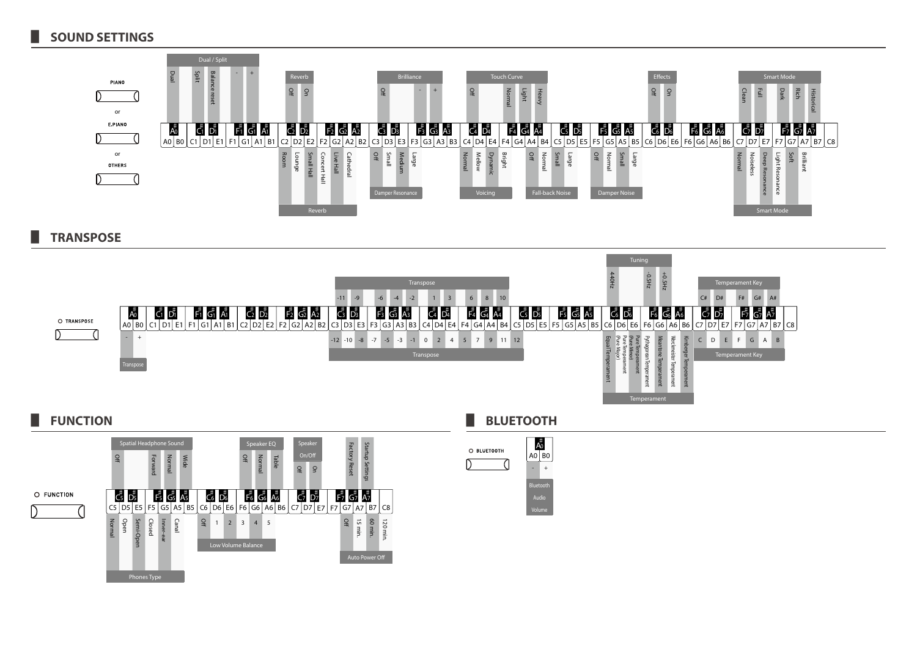## SOUND SETTINGS

PIANO

or

E.PIANO

or

OTHERS

Dual / Split: Dual (A0), Split (C1), Balance reset (D1), - (F1), + (G1)

Reverb: Off (C2), On (D2)

Reverb: Room (C2), Lounge (D2), Small Hall (E2), Concert Hall (F2), Live Hall (G2), Cathedral (A2)

Brilliance: Off (C3), - (F3), + (G3)

Damper Resonance: Off (C3), Small (D3), Medium (E3), Large (F3)

Touch Curve: Off (C4), Normal (F4), Light (G4), Heavy (A4)

Voicing: Normal (C4), Mellow (D4), Dynamic (E4), Bright (F4)

Fall-back Noise: Off (G4), Normal (A4), Small (B4), Large (C5)

Damper Noise: Off (F5), Normal (G5), Small (A5), Large (B5)

Effects: Off (C6), On (D6)

Smart Mode: Clean (C7), Full (D7), Dark (F7), Rich (G7), Historical (A7)

Smart Mode: Normal (C7), Noiseless (D7), Deep Resonance (E7), Light Resonance (F7), Soft (G7), Brilliant (A7)

## TRANSPOSE

TRANSPOSE

Transpose: - (A0), + (B0)

Transpose: -11, -9, -6, -4, -2, 1, 3, 6, 8, 10

Transpose: -12, -10, -8, -7, -5, -3, -1, 0, 2, 4, 5, 7, 9, 11, 12

Tuning: 440Hz (C6), -0.5Hz (F6), +0.5Hz (G6)

Temperament: Equal Temperament, Pure Temperament (Pure Major), Pure Temperament (Pure Minor), Pythagorean Temperament, Meantone Temperament, Werckmeister Temperament, Kirnberger Temperament

Temperament Key: C#, D#, F#, G#, A#

Temperament Key: C, D, E, F, G, A, B

## FUNCTION

FUNCTION

Spatial Headphone Sound: Off (C5), Forward (F5), Normal (G5), Wide (A5)

Phones Type: Normal (C5), Open (D5), Semi-Open (E5), Closed (F5), Inner-ear (G5), Canal (A5)

Speaker EQ: Off (F6), Normal (G6), Table (A6)

Low Volume Balance: Off (C6), 1, 2, 3, 4, 5

Speaker On/Off: Off (C7), On (D7)

Factory Reset (F7), Startup Settings (G7)

Auto Power Off: Off (G7), 15 min., 60 min., 120 min.

## BLUETOOTH

BLUETOOTH

Bluetooth Audio Volume: - (A0), + (B0)